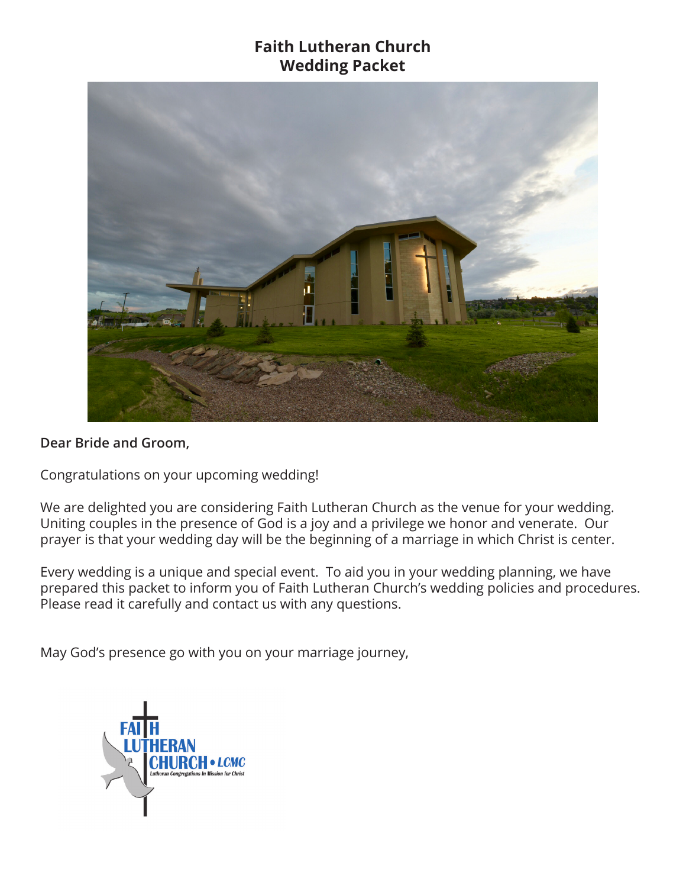# Faith Lutheran Church
# Wedding Packet

**Dear Bride and Groom,**

Congratulations on your upcoming wedding!

We are delighted you are considering Faith Lutheran Church as the venue for your wedding. Uniting couples in the presence of God is a joy and a privilege we honor and venerate. Our prayer is that your wedding day will be the beginning of a marriage in which Christ is center.

Every wedding is a unique and special event. To aid you in your wedding planning, we have prepared this packet to inform you of Faith Lutheran Church's wedding policies and procedures. Please read it carefully and contact us with any questions.

May God's presence go with you on your marriage journey,

FAITH LUTHERAN CHURCH • LCMC
Lutheran Congregations In Mission for Christ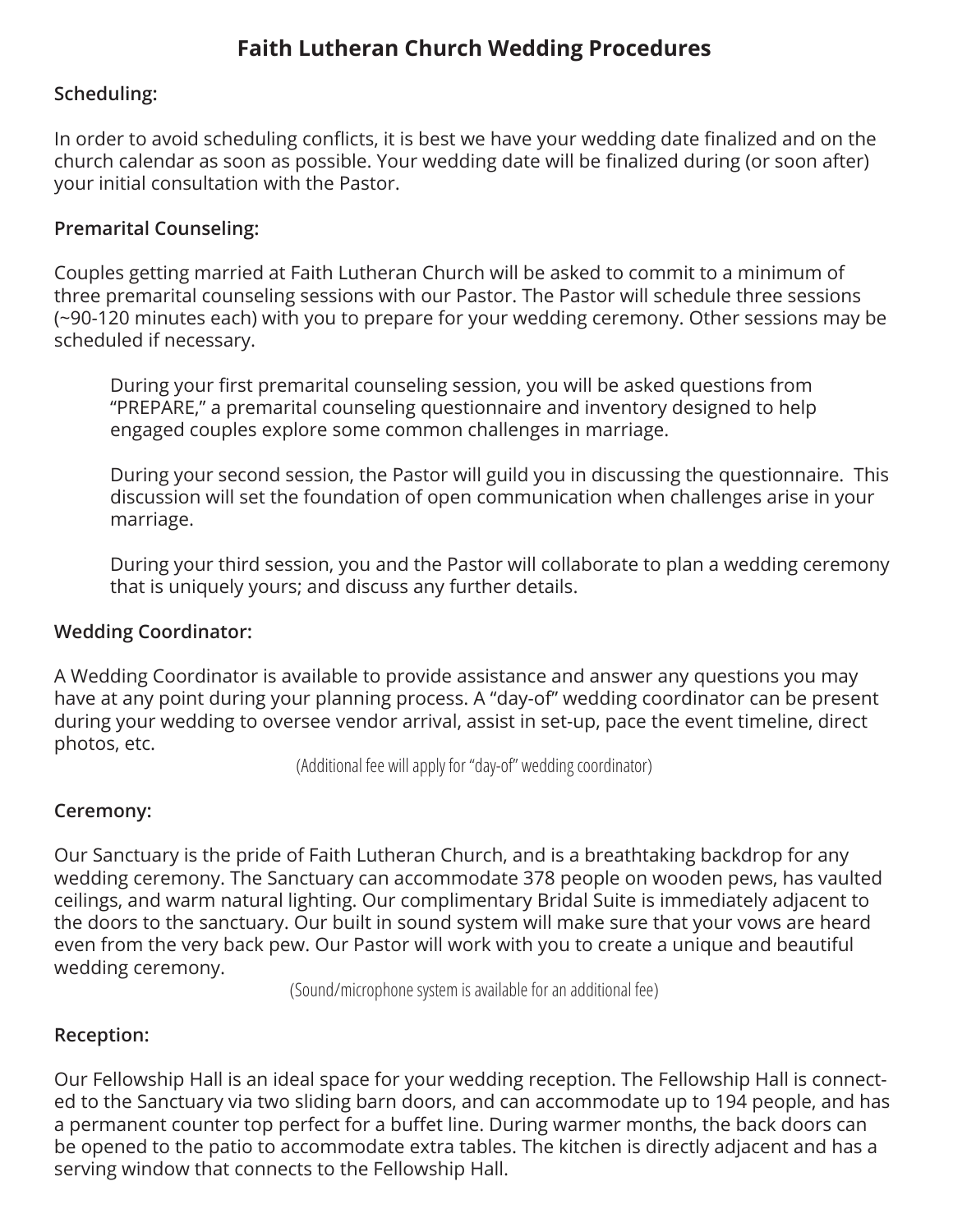# Faith Lutheran Church Wedding Procedures

**Scheduling:**

In order to avoid scheduling conflicts, it is best we have your wedding date finalized and on the church calendar as soon as possible. Your wedding date will be finalized during (or soon after) your initial consultation with the Pastor.

**Premarital Counseling:**

Couples getting married at Faith Lutheran Church will be asked to commit to a minimum of three premarital counseling sessions with our Pastor. The Pastor will schedule three sessions (~90-120 minutes each) with you to prepare for your wedding ceremony. Other sessions may be scheduled if necessary.

> During your first premarital counseling session, you will be asked questions from "PREPARE," a premarital counseling questionnaire and inventory designed to help engaged couples explore some common challenges in marriage.
>
> During your second session, the Pastor will guild you in discussing the questionnaire. This discussion will set the foundation of open communication when challenges arise in your marriage.
>
> During your third session, you and the Pastor will collaborate to plan a wedding ceremony that is uniquely yours; and discuss any further details.

**Wedding Coordinator:**

A Wedding Coordinator is available to provide assistance and answer any questions you may have at any point during your planning process. A "day-of" wedding coordinator can be present during your wedding to oversee vendor arrival, assist in set-up, pace the event timeline, direct photos, etc.

(Additional fee will apply for "day-of" wedding coordinator)

**Ceremony:**

Our Sanctuary is the pride of Faith Lutheran Church, and is a breathtaking backdrop for any wedding ceremony. The Sanctuary can accommodate 378 people on wooden pews, has vaulted ceilings, and warm natural lighting. Our complimentary Bridal Suite is immediately adjacent to the doors to the sanctuary. Our built in sound system will make sure that your vows are heard even from the very back pew. Our Pastor will work with you to create a unique and beautiful wedding ceremony.

(Sound/microphone system is available for an additional fee)

**Reception:**

Our Fellowship Hall is an ideal space for your wedding reception. The Fellowship Hall is connected to the Sanctuary via two sliding barn doors, and can accommodate up to 194 people, and has a permanent counter top perfect for a buffet line. During warmer months, the back doors can be opened to the patio to accommodate extra tables. The kitchen is directly adjacent and has a serving window that connects to the Fellowship Hall.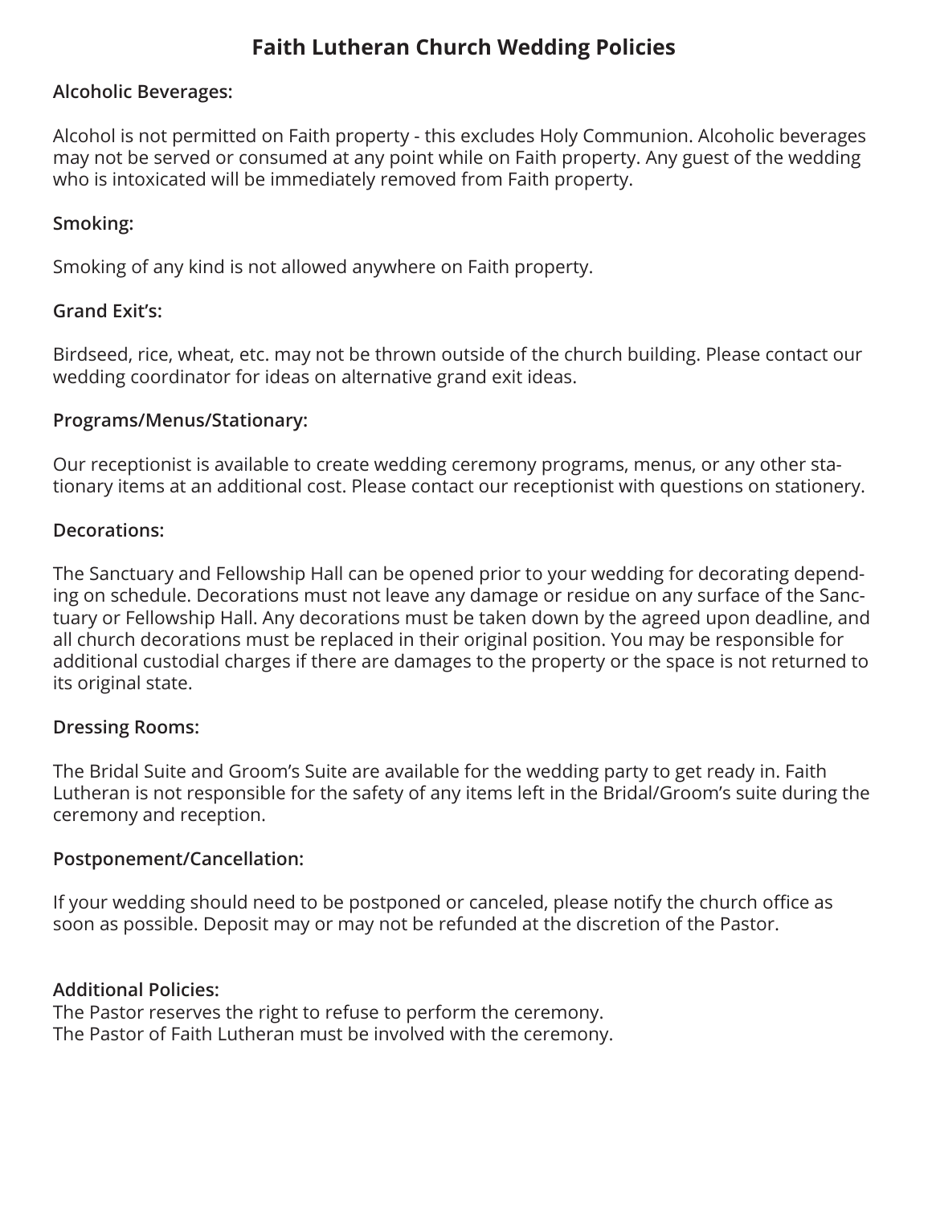# Faith Lutheran Church Wedding Policies

**Alcoholic Beverages:**

Alcohol is not permitted on Faith property - this excludes Holy Communion. Alcoholic beverages may not be served or consumed at any point while on Faith property. Any guest of the wedding who is intoxicated will be immediately removed from Faith property.

**Smoking:**

Smoking of any kind is not allowed anywhere on Faith property.

**Grand Exit's:**

Birdseed, rice, wheat, etc. may not be thrown outside of the church building. Please contact our wedding coordinator for ideas on alternative grand exit ideas.

**Programs/Menus/Stationary:**

Our receptionist is available to create wedding ceremony programs, menus, or any other stationary items at an additional cost. Please contact our receptionist with questions on stationery.

**Decorations:**

The Sanctuary and Fellowship Hall can be opened prior to your wedding for decorating depending on schedule. Decorations must not leave any damage or residue on any surface of the Sanctuary or Fellowship Hall. Any decorations must be taken down by the agreed upon deadline, and all church decorations must be replaced in their original position. You may be responsible for additional custodial charges if there are damages to the property or the space is not returned to its original state.

**Dressing Rooms:**

The Bridal Suite and Groom's Suite are available for the wedding party to get ready in. Faith Lutheran is not responsible for the safety of any items left in the Bridal/Groom's suite during the ceremony and reception.

**Postponement/Cancellation:**

If your wedding should need to be postponed or canceled, please notify the church office as soon as possible. Deposit may or may not be refunded at the discretion of the Pastor.

**Additional Policies:**

The Pastor reserves the right to refuse to perform the ceremony.
The Pastor of Faith Lutheran must be involved with the ceremony.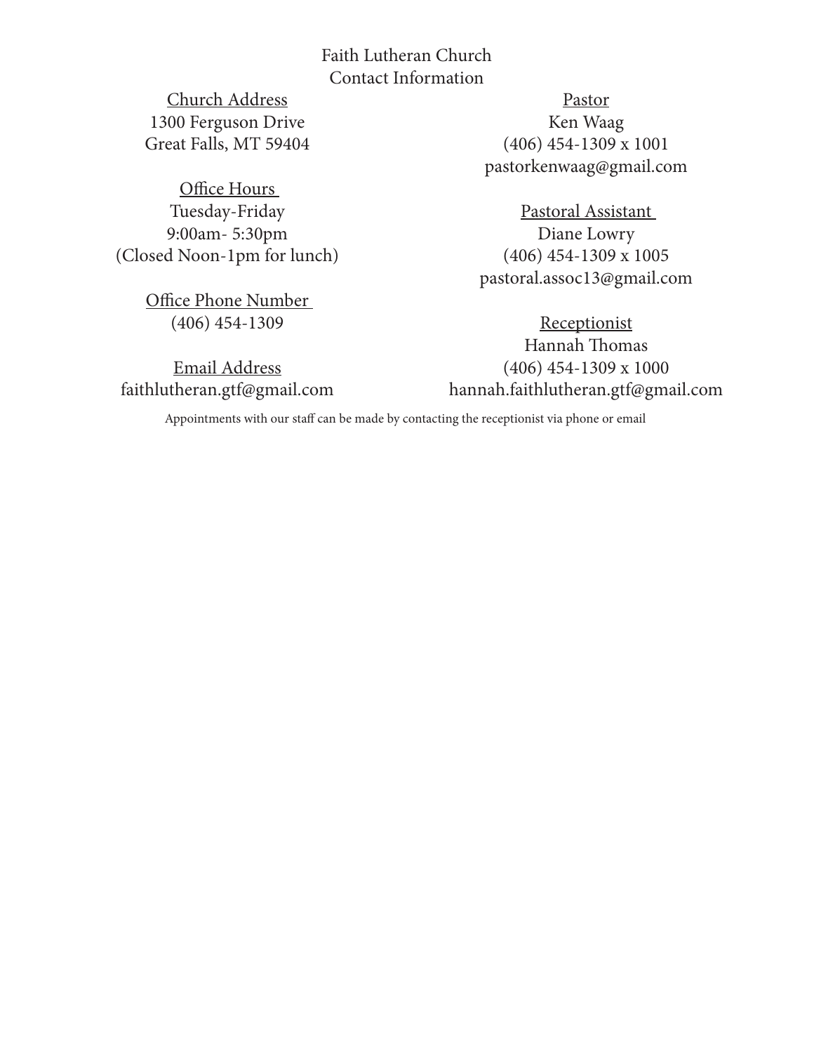# Faith Lutheran Church
## Contact Information

Church Address
1300 Ferguson Drive
Great Falls, MT 59404

Office Hours
Tuesday-Friday
9:00am- 5:30pm
(Closed Noon-1pm for lunch)

Office Phone Number
(406) 454-1309

Email Address
faithlutheran.gtf@gmail.com

Pastor
Ken Waag
(406) 454-1309 x 1001
pastorkenwaag@gmail.com

Pastoral Assistant
Diane Lowry
(406) 454-1309 x 1005
pastoral.assoc13@gmail.com

Receptionist
Hannah Thomas
(406) 454-1309 x 1000
hannah.faithlutheran.gtf@gmail.com

Appointments with our staff can be made by contacting the receptionist via phone or email